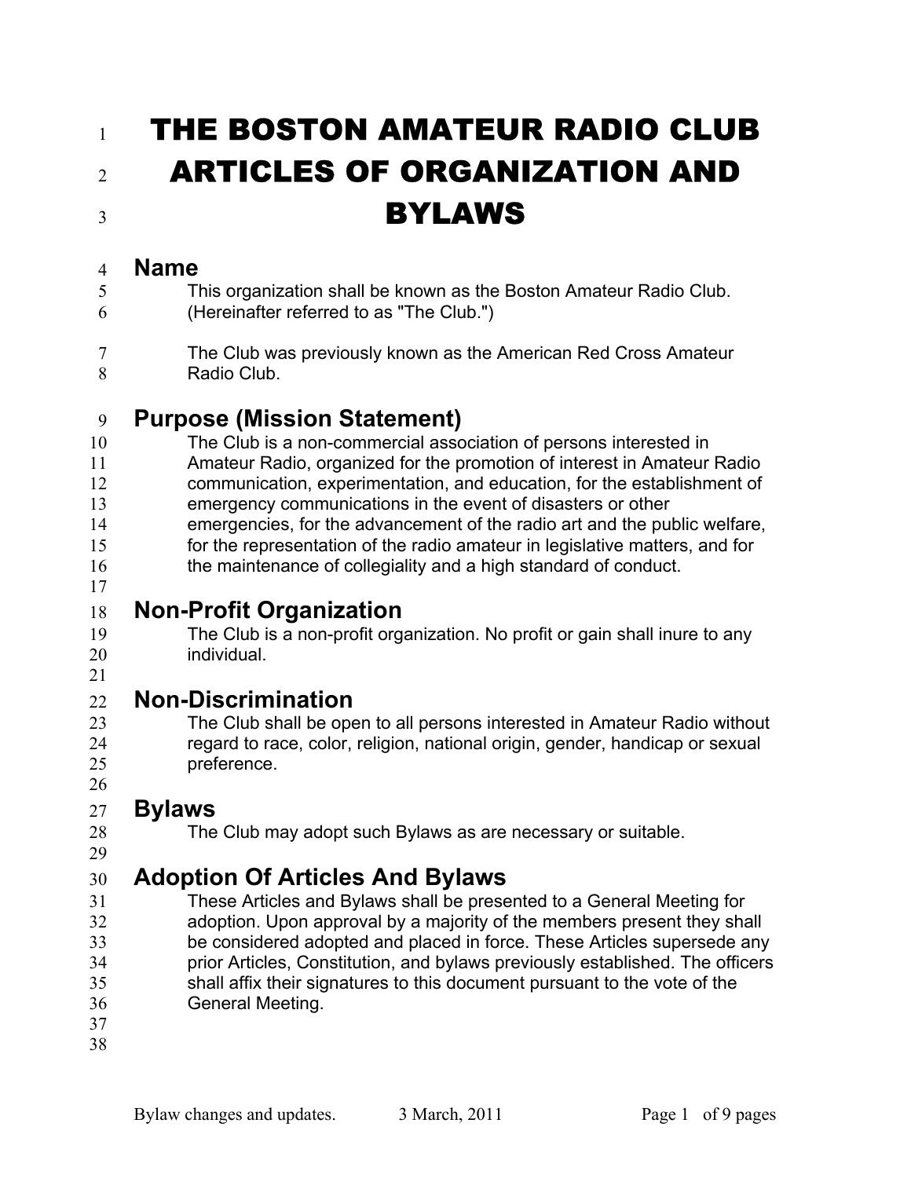# THE BOSTON AMATEUR RADIO CLUB ARTICLES OF ORGANIZATION AND BYLAWS

## Name

This organization shall be known as the Boston Amateur Radio Club. (Hereinafter referred to as "The Club.")

The Club was previously known as the American Red Cross Amateur Radio Club.

## Purpose (Mission Statement)

The Club is a non-commercial association of persons interested in Amateur Radio, organized for the promotion of interest in Amateur Radio communication, experimentation, and education, for the establishment of emergency communications in the event of disasters or other emergencies, for the advancement of the radio art and the public welfare, for the representation of the radio amateur in legislative matters, and for the maintenance of collegiality and a high standard of conduct.

## Non-Profit Organization

The Club is a non-profit organization. No profit or gain shall inure to any individual.

## Non-Discrimination

The Club shall be open to all persons interested in Amateur Radio without regard to race, color, religion, national origin, gender, handicap or sexual preference.

## Bylaws

The Club may adopt such Bylaws as are necessary or suitable.

## Adoption Of Articles And Bylaws

These Articles and Bylaws shall be presented to a General Meeting for adoption. Upon approval by a majority of the members present they shall be considered adopted and placed in force. These Articles supersede any prior Articles, Constitution, and bylaws previously established. The officers shall affix their signatures to this document pursuant to the vote of the General Meeting.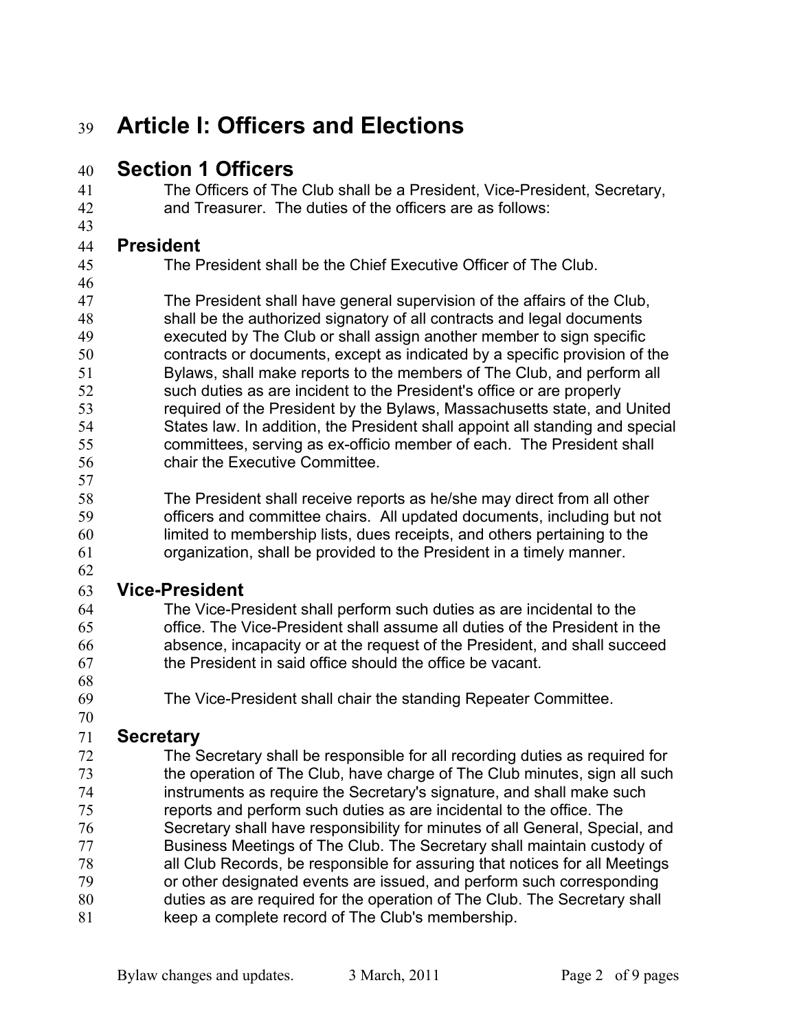# Article I: Officers and Elections

## Section 1 Officers

The Officers of The Club shall be a President, Vice-President, Secretary, and Treasurer. The duties of the officers are as follows:

### President

The President shall be the Chief Executive Officer of The Club.

The President shall have general supervision of the affairs of the Club, shall be the authorized signatory of all contracts and legal documents executed by The Club or shall assign another member to sign specific contracts or documents, except as indicated by a specific provision of the Bylaws, shall make reports to the members of The Club, and perform all such duties as are incident to the President's office or are properly required of the President by the Bylaws, Massachusetts state, and United States law. In addition, the President shall appoint all standing and special committees, serving as ex-officio member of each. The President shall chair the Executive Committee.

The President shall receive reports as he/she may direct from all other officers and committee chairs. All updated documents, including but not limited to membership lists, dues receipts, and others pertaining to the organization, shall be provided to the President in a timely manner.

### Vice-President

The Vice-President shall perform such duties as are incidental to the office. The Vice-President shall assume all duties of the President in the absence, incapacity or at the request of the President, and shall succeed the President in said office should the office be vacant.

The Vice-President shall chair the standing Repeater Committee.

### Secretary

The Secretary shall be responsible for all recording duties as required for the operation of The Club, have charge of The Club minutes, sign all such instruments as require the Secretary's signature, and shall make such reports and perform such duties as are incidental to the office. The Secretary shall have responsibility for minutes of all General, Special, and Business Meetings of The Club. The Secretary shall maintain custody of all Club Records, be responsible for assuring that notices for all Meetings or other designated events are issued, and perform such corresponding duties as are required for the operation of The Club. The Secretary shall keep a complete record of The Club's membership.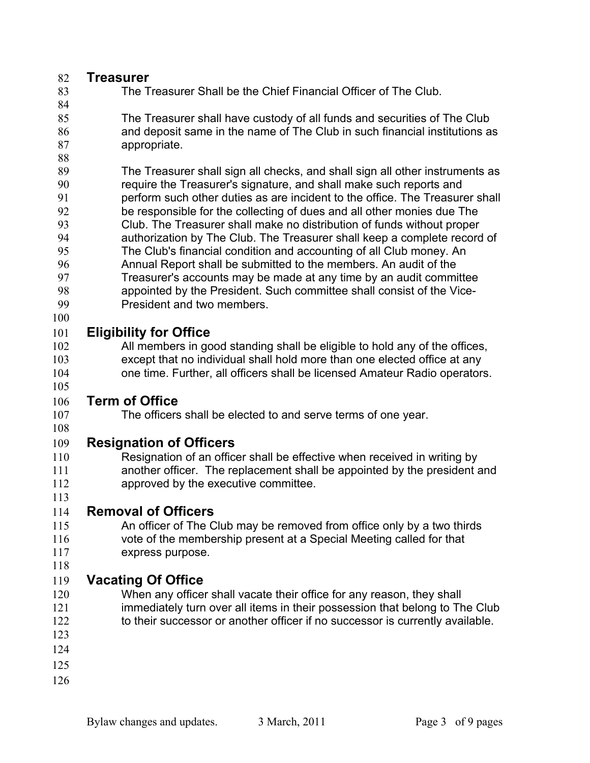## Treasurer

The Treasurer Shall be the Chief Financial Officer of The Club.

The Treasurer shall have custody of all funds and securities of The Club and deposit same in the name of The Club in such financial institutions as appropriate.

The Treasurer shall sign all checks, and shall sign all other instruments as require the Treasurer's signature, and shall make such reports and perform such other duties as are incident to the office. The Treasurer shall be responsible for the collecting of dues and all other monies due The Club. The Treasurer shall make no distribution of funds without proper authorization by The Club. The Treasurer shall keep a complete record of The Club's financial condition and accounting of all Club money. An Annual Report shall be submitted to the members. An audit of the Treasurer's accounts may be made at any time by an audit committee appointed by the President. Such committee shall consist of the Vice-President and two members.

## Eligibility for Office

All members in good standing shall be eligible to hold any of the offices, except that no individual shall hold more than one elected office at any one time. Further, all officers shall be licensed Amateur Radio operators.

## Term of Office

The officers shall be elected to and serve terms of one year.

## Resignation of Officers

Resignation of an officer shall be effective when received in writing by another officer. The replacement shall be appointed by the president and approved by the executive committee.

## Removal of Officers

An officer of The Club may be removed from office only by a two thirds vote of the membership present at a Special Meeting called for that express purpose.

## Vacating Of Office

When any officer shall vacate their office for any reason, they shall immediately turn over all items in their possession that belong to The Club to their successor or another officer if no successor is currently available.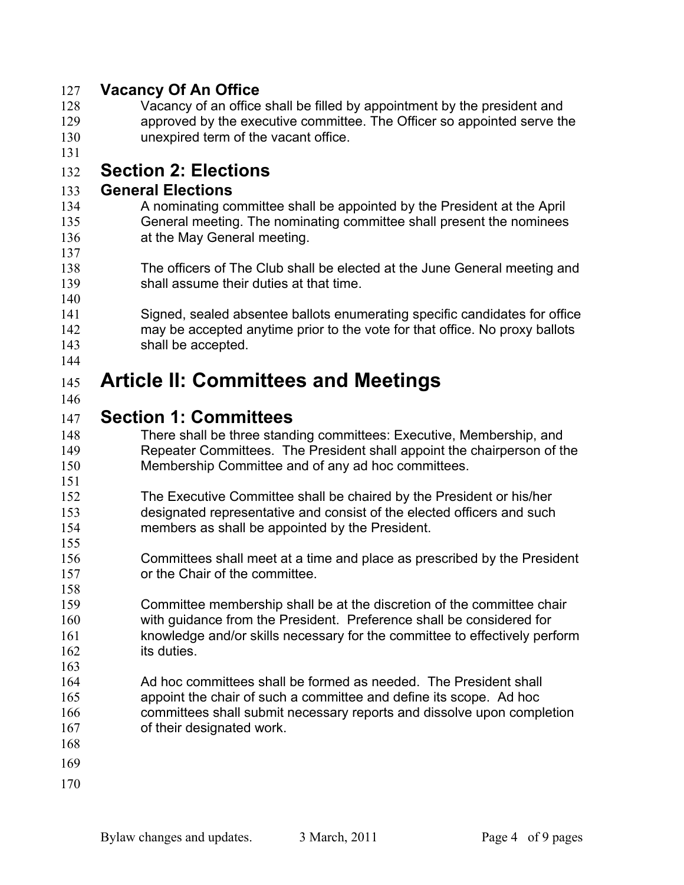### Vacancy Of An Office

Vacancy of an office shall be filled by appointment by the president and approved by the executive committee. The Officer so appointed serve the unexpired term of the vacant office.

## Section 2: Elections

### General Elections

A nominating committee shall be appointed by the President at the April General meeting. The nominating committee shall present the nominees at the May General meeting.

The officers of The Club shall be elected at the June General meeting and shall assume their duties at that time.

Signed, sealed absentee ballots enumerating specific candidates for office may be accepted anytime prior to the vote for that office. No proxy ballots shall be accepted.

# Article II: Committees and Meetings

## Section 1: Committees

There shall be three standing committees: Executive, Membership, and Repeater Committees. The President shall appoint the chairperson of the Membership Committee and of any ad hoc committees.

The Executive Committee shall be chaired by the President or his/her designated representative and consist of the elected officers and such members as shall be appointed by the President.

Committees shall meet at a time and place as prescribed by the President or the Chair of the committee.

Committee membership shall be at the discretion of the committee chair with guidance from the President. Preference shall be considered for knowledge and/or skills necessary for the committee to effectively perform its duties.

Ad hoc committees shall be formed as needed. The President shall appoint the chair of such a committee and define its scope. Ad hoc committees shall submit necessary reports and dissolve upon completion of their designated work.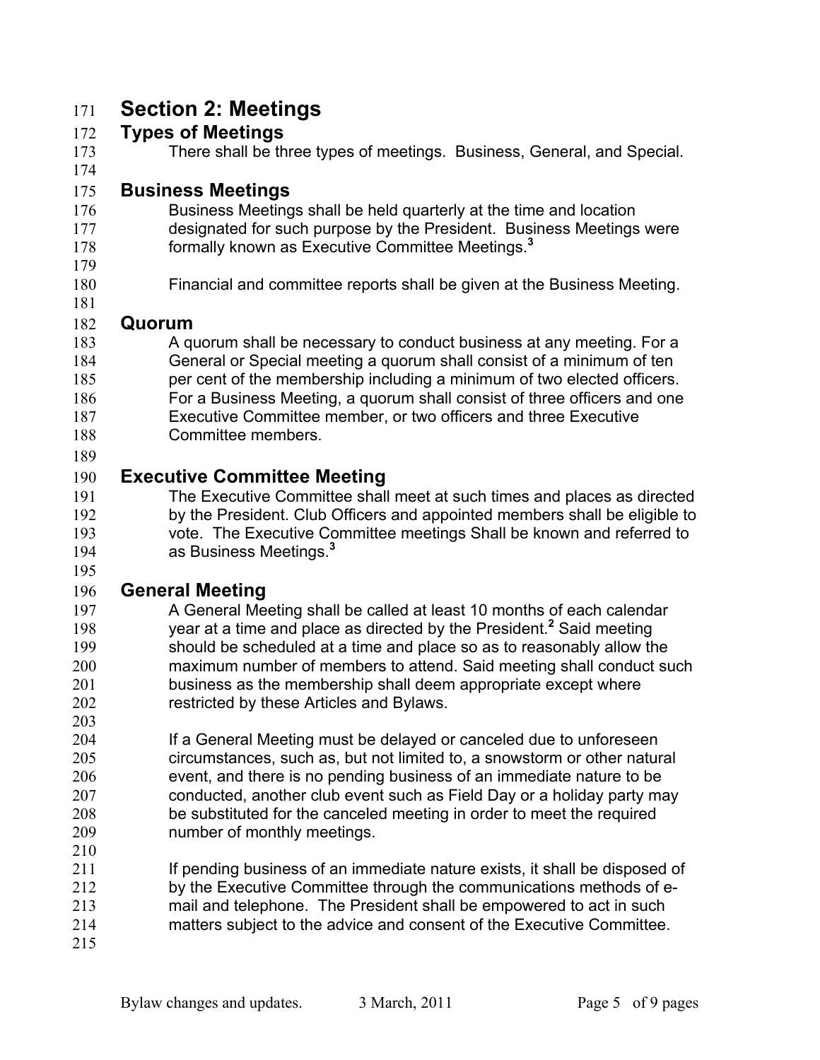## Section 2: Meetings

### Types of Meetings

There shall be three types of meetings. Business, General, and Special.

### Business Meetings

Business Meetings shall be held quarterly at the time and location designated for such purpose by the President. Business Meetings were formally known as Executive Committee Meetings.[3]

Financial and committee reports shall be given at the Business Meeting.

### Quorum

A quorum shall be necessary to conduct business at any meeting. For a General or Special meeting a quorum shall consist of a minimum of ten per cent of the membership including a minimum of two elected officers. For a Business Meeting, a quorum shall consist of three officers and one Executive Committee member, or two officers and three Executive Committee members.

### Executive Committee Meeting

The Executive Committee shall meet at such times and places as directed by the President. Club Officers and appointed members shall be eligible to vote. The Executive Committee meetings Shall be known and referred to as Business Meetings.[3]

### General Meeting

A General Meeting shall be called at least 10 months of each calendar year at a time and place as directed by the President.[2] Said meeting should be scheduled at a time and place so as to reasonably allow the maximum number of members to attend. Said meeting shall conduct such business as the membership shall deem appropriate except where restricted by these Articles and Bylaws.

If a General Meeting must be delayed or canceled due to unforeseen circumstances, such as, but not limited to, a snowstorm or other natural event, and there is no pending business of an immediate nature to be conducted, another club event such as Field Day or a holiday party may be substituted for the canceled meeting in order to meet the required number of monthly meetings.

If pending business of an immediate nature exists, it shall be disposed of by the Executive Committee through the communications methods of e-mail and telephone. The President shall be empowered to act in such matters subject to the advice and consent of the Executive Committee.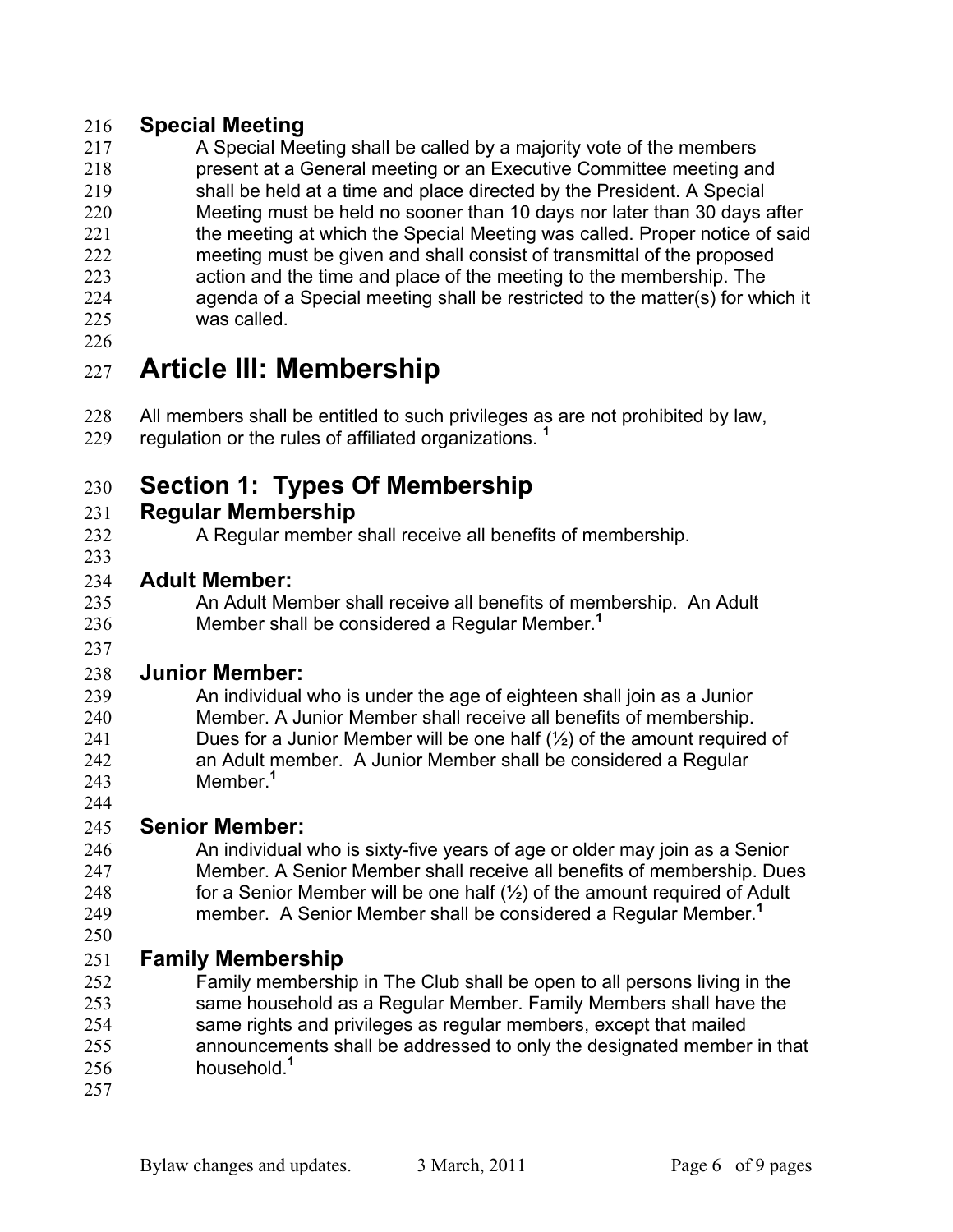### Special Meeting

A Special Meeting shall be called by a majority vote of the members present at a General meeting or an Executive Committee meeting and shall be held at a time and place directed by the President. A Special Meeting must be held no sooner than 10 days nor later than 30 days after the meeting at which the Special Meeting was called. Proper notice of said meeting must be given and shall consist of transmittal of the proposed action and the time and place of the meeting to the membership. The agenda of a Special meeting shall be restricted to the matter(s) for which it was called.

# Article III: Membership

All members shall be entitled to such privileges as are not prohibited by law, regulation or the rules of affiliated organizations. [1]

## Section 1: Types Of Membership

### Regular Membership

A Regular member shall receive all benefits of membership.

### Adult Member:

An Adult Member shall receive all benefits of membership. An Adult Member shall be considered a Regular Member.[1]

### Junior Member:

An individual who is under the age of eighteen shall join as a Junior Member. A Junior Member shall receive all benefits of membership. Dues for a Junior Member will be one half (½) of the amount required of an Adult member. A Junior Member shall be considered a Regular Member.[1]

### Senior Member:

An individual who is sixty-five years of age or older may join as a Senior Member. A Senior Member shall receive all benefits of membership. Dues for a Senior Member will be one half (½) of the amount required of Adult member. A Senior Member shall be considered a Regular Member.[1]

### Family Membership

Family membership in The Club shall be open to all persons living in the same household as a Regular Member. Family Members shall have the same rights and privileges as regular members, except that mailed announcements shall be addressed to only the designated member in that household.[1]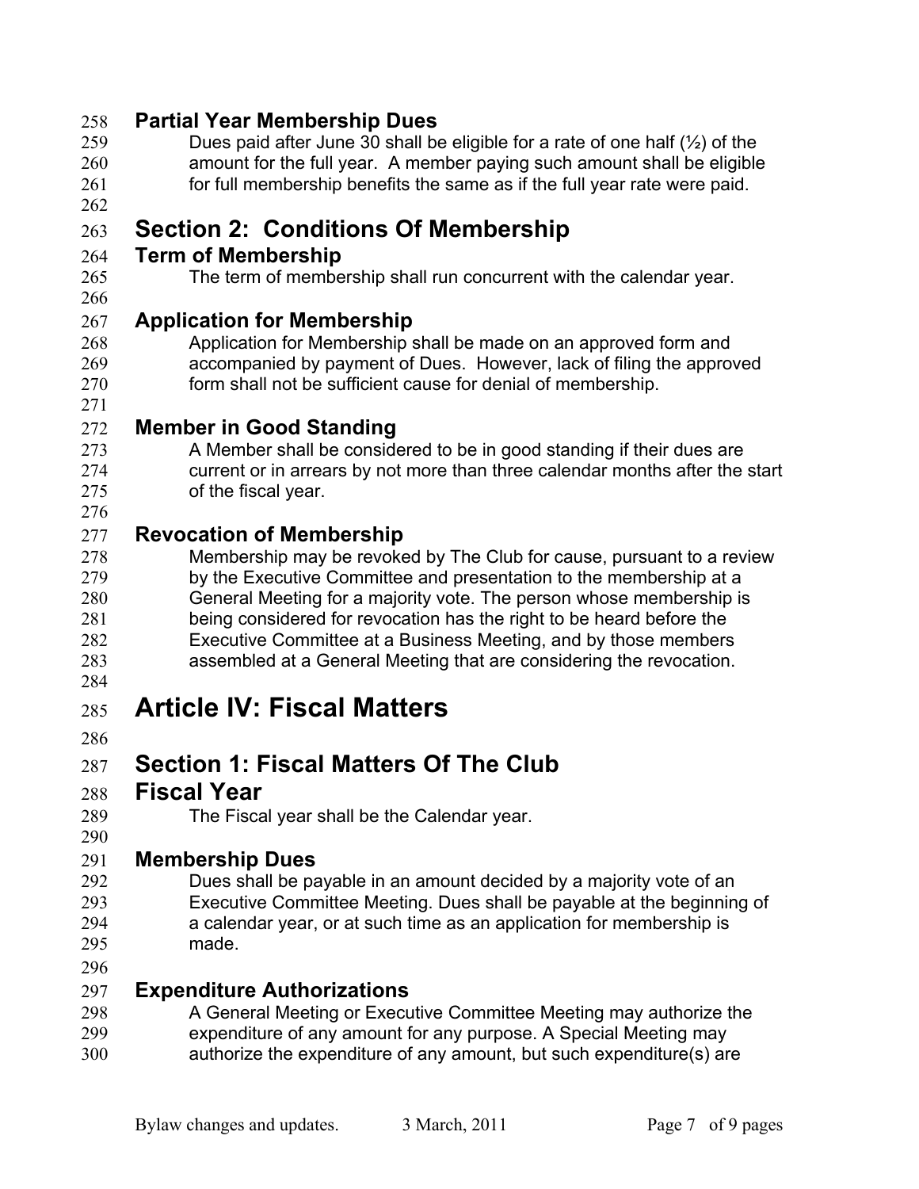### Partial Year Membership Dues

Dues paid after June 30 shall be eligible for a rate of one half (½) of the amount for the full year. A member paying such amount shall be eligible for full membership benefits the same as if the full year rate were paid.

## Section 2: Conditions Of Membership

### Term of Membership

The term of membership shall run concurrent with the calendar year.

### Application for Membership

Application for Membership shall be made on an approved form and accompanied by payment of Dues. However, lack of filing the approved form shall not be sufficient cause for denial of membership.

### Member in Good Standing

A Member shall be considered to be in good standing if their dues are current or in arrears by not more than three calendar months after the start of the fiscal year.

### Revocation of Membership

Membership may be revoked by The Club for cause, pursuant to a review by the Executive Committee and presentation to the membership at a General Meeting for a majority vote. The person whose membership is being considered for revocation has the right to be heard before the Executive Committee at a Business Meeting, and by those members assembled at a General Meeting that are considering the revocation.

# Article IV: Fiscal Matters

## Section 1: Fiscal Matters Of The Club

### Fiscal Year

The Fiscal year shall be the Calendar year.

### Membership Dues

Dues shall be payable in an amount decided by a majority vote of an Executive Committee Meeting. Dues shall be payable at the beginning of a calendar year, or at such time as an application for membership is made.

### Expenditure Authorizations

A General Meeting or Executive Committee Meeting may authorize the expenditure of any amount for any purpose. A Special Meeting may authorize the expenditure of any amount, but such expenditure(s) are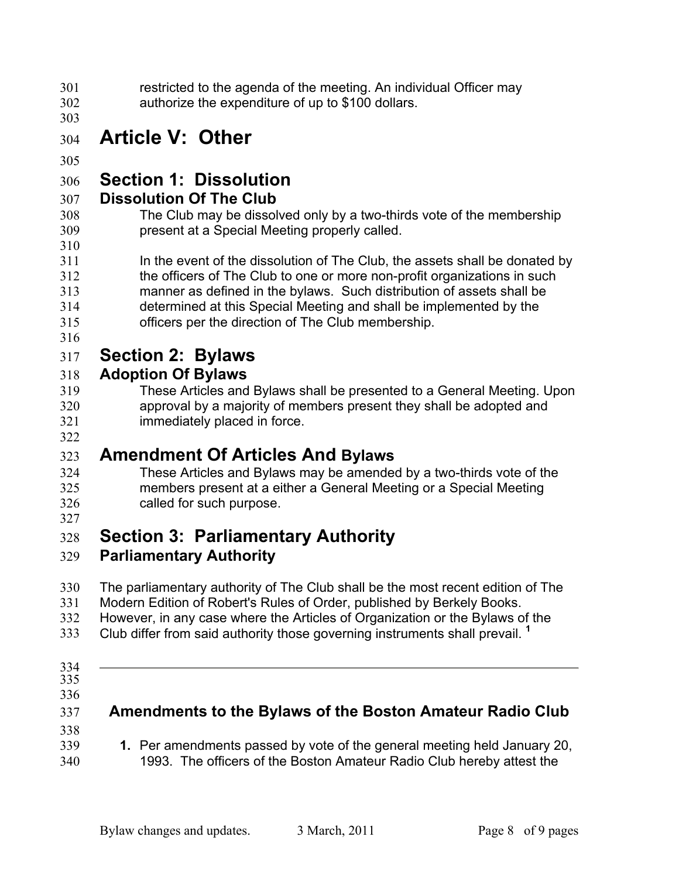restricted to the agenda of the meeting. An individual Officer may authorize the expenditure of up to $100 dollars.

# Article V: Other

## Section 1: Dissolution

### Dissolution Of The Club

The Club may be dissolved only by a two-thirds vote of the membership present at a Special Meeting properly called.

In the event of the dissolution of The Club, the assets shall be donated by the officers of The Club to one or more non-profit organizations in such manner as defined in the bylaws. Such distribution of assets shall be determined at this Special Meeting and shall be implemented by the officers per the direction of The Club membership.

## Section 2: Bylaws

### Adoption Of Bylaws

These Articles and Bylaws shall be presented to a General Meeting. Upon approval by a majority of members present they shall be adopted and immediately placed in force.

## Amendment Of Articles And Bylaws

These Articles and Bylaws may be amended by a two-thirds vote of the members present at a either a General Meeting or a Special Meeting called for such purpose.

## Section 3: Parliamentary Authority

### Parliamentary Authority

The parliamentary authority of The Club shall be the most recent edition of The Modern Edition of Robert's Rules of Order, published by Berkely Books. However, in any case where the Articles of Organization or the Bylaws of the Club differ from said authority those governing instruments shall prevail. [1]

---

### Amendments to the Bylaws of the Boston Amateur Radio Club

1. Per amendments passed by vote of the general meeting held January 20, 1993. The officers of the Boston Amateur Radio Club hereby attest the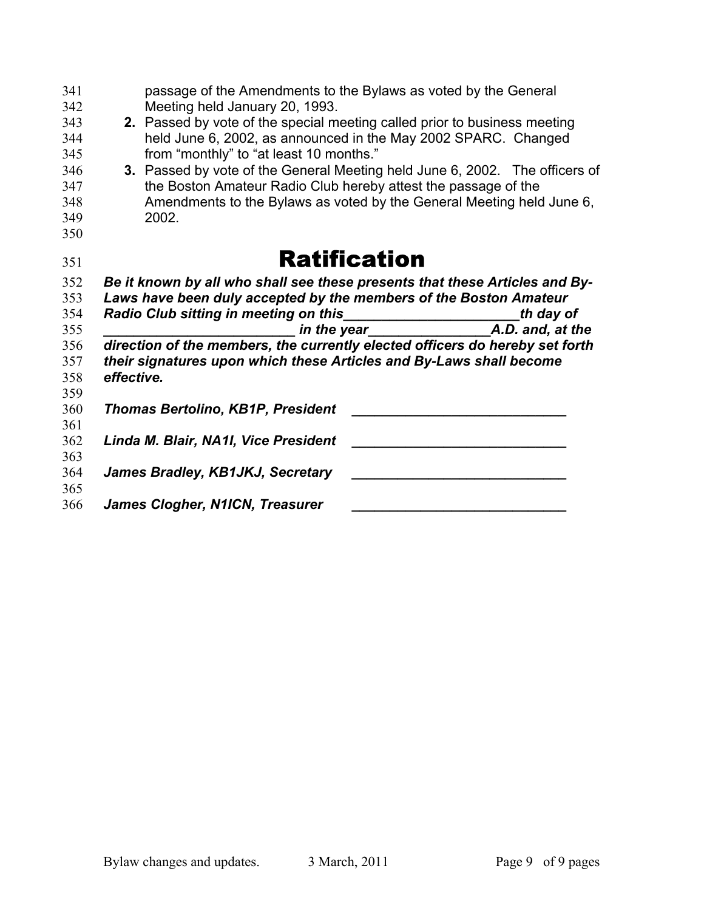passage of the Amendments to the Bylaws as voted by the General Meeting held January 20, 1993.

2. Passed by vote of the special meeting called prior to business meeting held June 6, 2002, as announced in the May 2002 SPARC. Changed from "monthly" to "at least 10 months."
3. Passed by vote of the General Meeting held June 6, 2002. The officers of the Boston Amateur Radio Club hereby attest the passage of the Amendments to the Bylaws as voted by the General Meeting held June 6, 2002.

# Ratification

***Be it known by all who shall see these presents that these Articles and By-Laws have been duly accepted by the members of the Boston Amateur Radio Club sitting in meeting on this_______________________th day of _________________________ in the year________________A.D. and, at the direction of the members, the currently elected officers do hereby set forth their signatures upon which these Articles and By-Laws shall become effective.***

***Thomas Bertolino, KB1P, President*** ____________________________

***Linda M. Blair, NA1I, Vice President*** ____________________________

***James Bradley, KB1JKJ, Secretary*** ____________________________

***James Clogher, N1ICN, Treasurer*** ____________________________

Bylaw changes and updates. 3 March, 2011